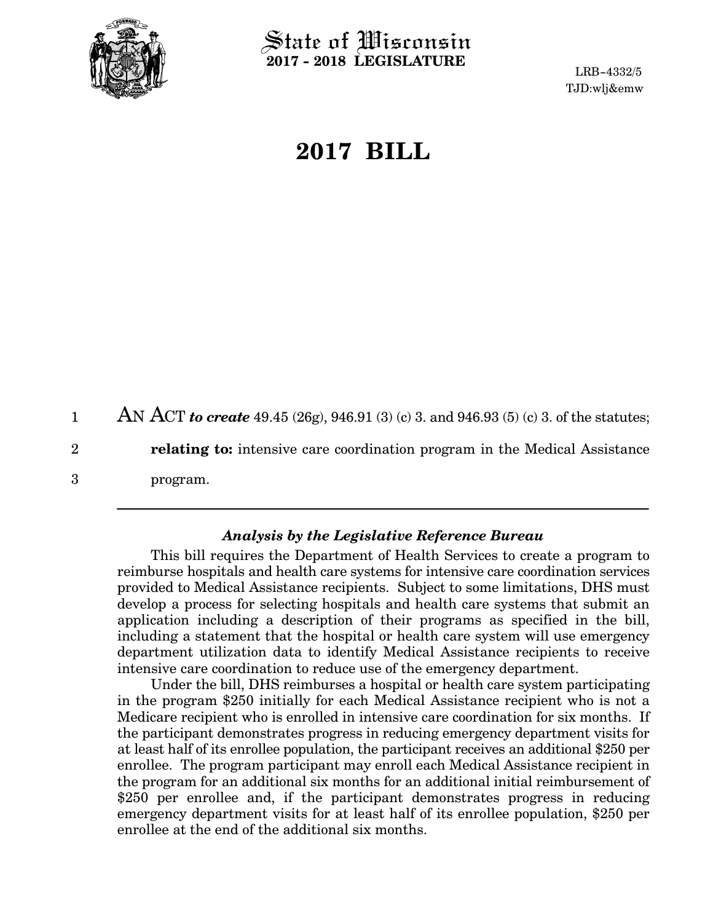# State of Wisconsin
**2017 - 2018 LEGISLATURE**

LRB-4332/5
TJD:wlj&emw

# 2017 BILL

AN ACT ***to create*** 49.45 (26g), 946.91 (3) (c) 3. and 946.93 (5) (c) 3. of the statutes; **relating to:** intensive care coordination program in the Medical Assistance program.

---

### *Analysis by the Legislative Reference Bureau*

This bill requires the Department of Health Services to create a program to reimburse hospitals and health care systems for intensive care coordination services provided to Medical Assistance recipients. Subject to some limitations, DHS must develop a process for selecting hospitals and health care systems that submit an application including a description of their programs as specified in the bill, including a statement that the hospital or health care system will use emergency department utilization data to identify Medical Assistance recipients to receive intensive care coordination to reduce use of the emergency department.

Under the bill, DHS reimburses a hospital or health care system participating in the program $250 initially for each Medical Assistance recipient who is not a Medicare recipient who is enrolled in intensive care coordination for six months. If the participant demonstrates progress in reducing emergency department visits for at least half of its enrollee population, the participant receives an additional $250 per enrollee. The program participant may enroll each Medical Assistance recipient in the program for an additional six months for an additional initial reimbursement of $250 per enrollee and, if the participant demonstrates progress in reducing emergency department visits for at least half of its enrollee population, $250 per enrollee at the end of the additional six months.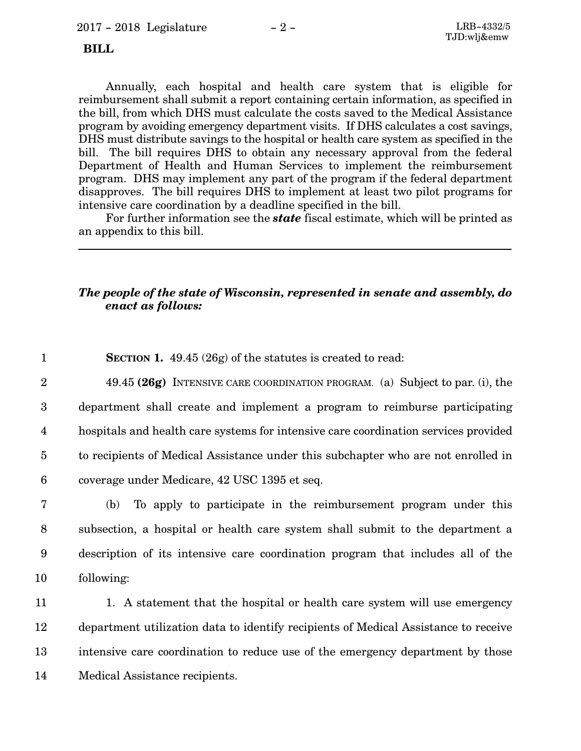Annually, each hospital and health care system that is eligible for reimbursement shall submit a report containing certain information, as specified in the bill, from which DHS must calculate the costs saved to the Medical Assistance program by avoiding emergency department visits. If DHS calculates a cost savings, DHS must distribute savings to the hospital or health care system as specified in the bill. The bill requires DHS to obtain any necessary approval from the federal Department of Health and Human Services to implement the reimbursement program. DHS may implement any part of the program if the federal department disapproves. The bill requires DHS to implement at least two pilot programs for intensive care coordination by a deadline specified in the bill.

For further information see the ***state*** fiscal estimate, which will be printed as an appendix to this bill.

---

***The people of the state of Wisconsin, represented in senate and assembly, do enact as follows:***

**SECTION 1.** 49.45 (26g) of the statutes is created to read:

49.45 **(26g)** INTENSIVE CARE COORDINATION PROGRAM. (a) Subject to par. (i), the department shall create and implement a program to reimburse participating hospitals and health care systems for intensive care coordination services provided to recipients of Medical Assistance under this subchapter who are not enrolled in coverage under Medicare, 42 USC 1395 et seq.

(b) To apply to participate in the reimbursement program under this subsection, a hospital or health care system shall submit to the department a description of its intensive care coordination program that includes all of the following:

1. A statement that the hospital or health care system will use emergency department utilization data to identify recipients of Medical Assistance to receive intensive care coordination to reduce use of the emergency department by those Medical Assistance recipients.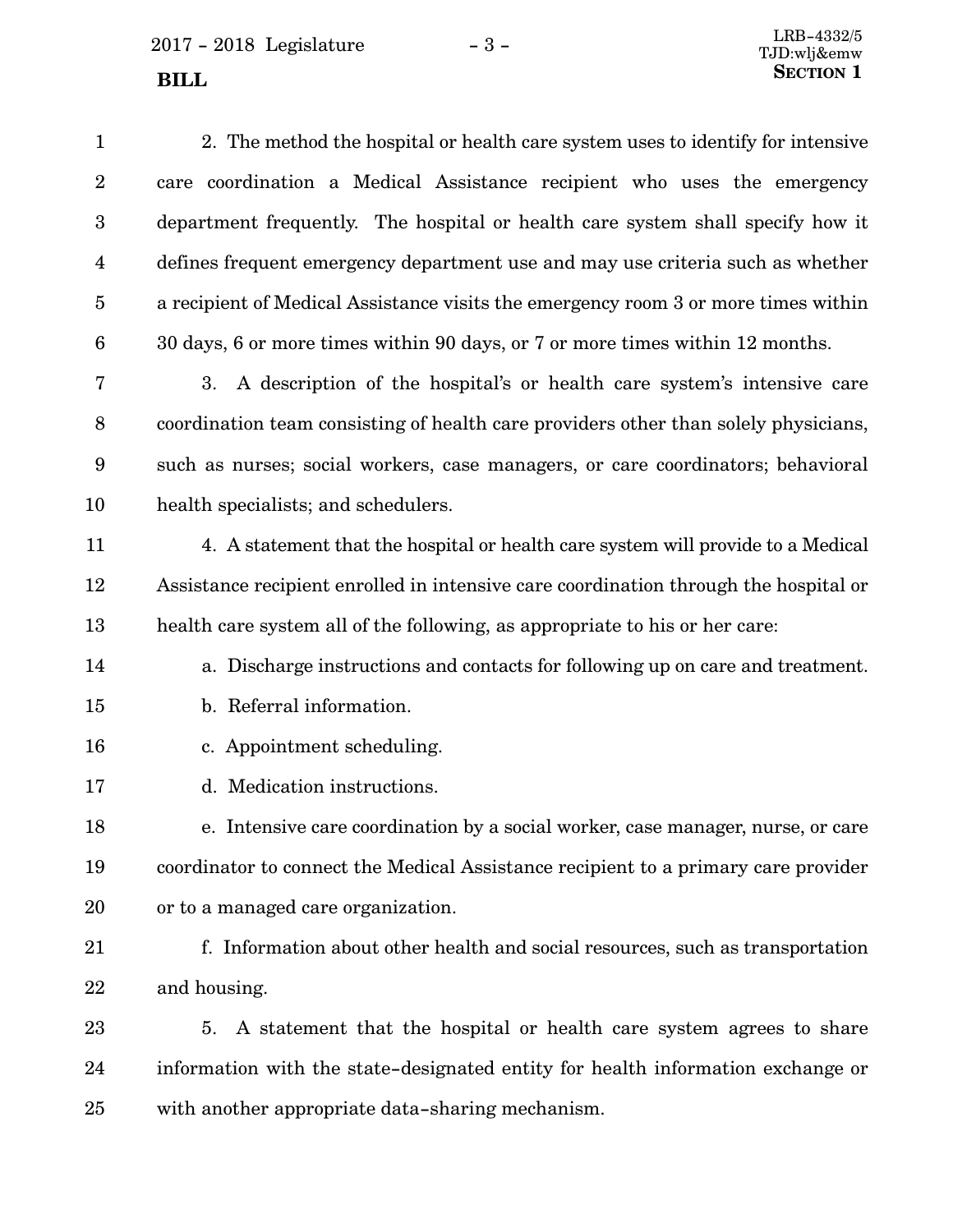2. The method the hospital or health care system uses to identify for intensive care coordination a Medical Assistance recipient who uses the emergency department frequently. The hospital or health care system shall specify how it defines frequent emergency department use and may use criteria such as whether a recipient of Medical Assistance visits the emergency room 3 or more times within 30 days, 6 or more times within 90 days, or 7 or more times within 12 months.

3. A description of the hospital's or health care system's intensive care coordination team consisting of health care providers other than solely physicians, such as nurses; social workers, case managers, or care coordinators; behavioral health specialists; and schedulers.

4. A statement that the hospital or health care system will provide to a Medical Assistance recipient enrolled in intensive care coordination through the hospital or health care system all of the following, as appropriate to his or her care:

a. Discharge instructions and contacts for following up on care and treatment.

b. Referral information.

c. Appointment scheduling.

d. Medication instructions.

e. Intensive care coordination by a social worker, case manager, nurse, or care coordinator to connect the Medical Assistance recipient to a primary care provider or to a managed care organization.

f. Information about other health and social resources, such as transportation and housing.

5. A statement that the hospital or health care system agrees to share information with the state-designated entity for health information exchange or with another appropriate data-sharing mechanism.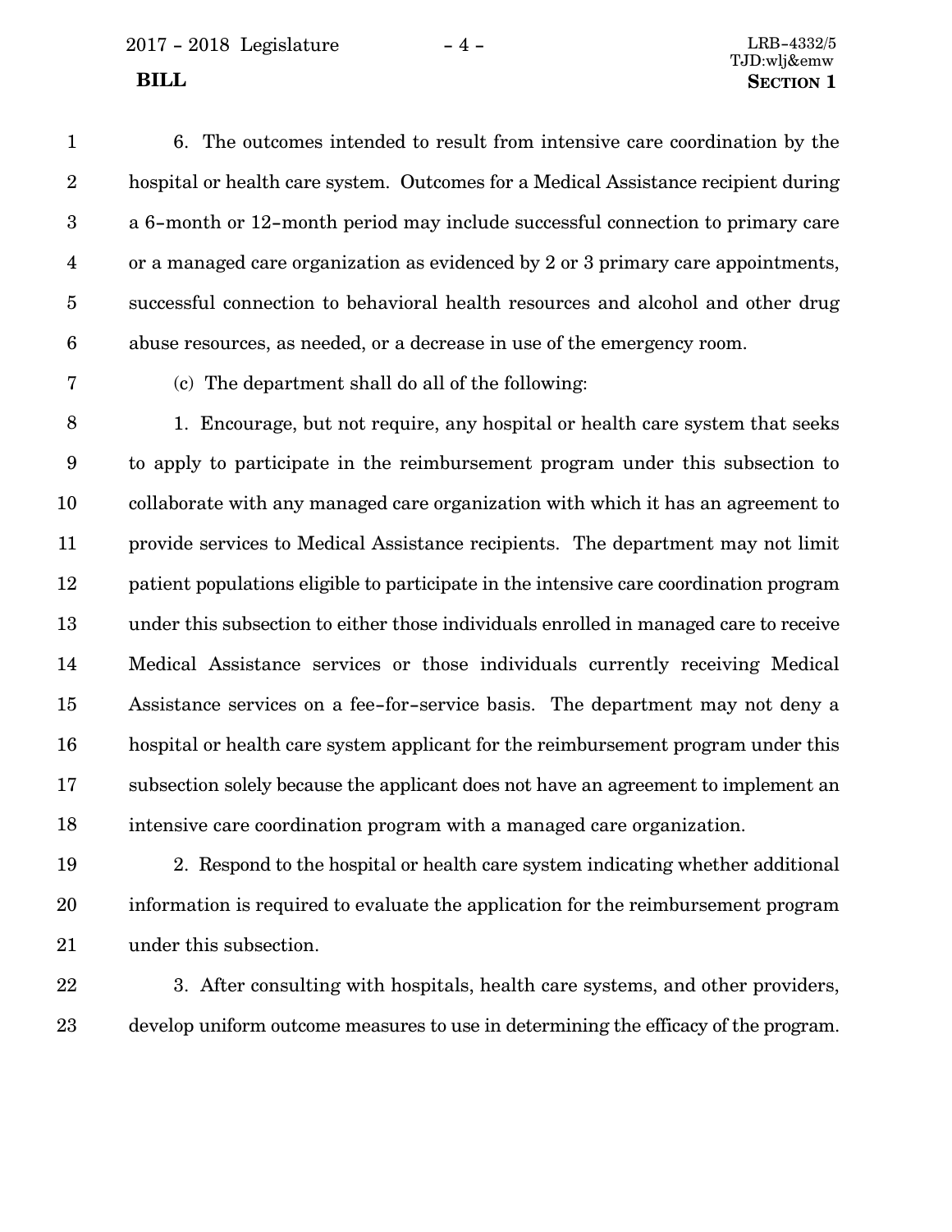6. The outcomes intended to result from intensive care coordination by the hospital or health care system. Outcomes for a Medical Assistance recipient during a 6-month or 12-month period may include successful connection to primary care or a managed care organization as evidenced by 2 or 3 primary care appointments, successful connection to behavioral health resources and alcohol and other drug abuse resources, as needed, or a decrease in use of the emergency room.

(c) The department shall do all of the following:

1. Encourage, but not require, any hospital or health care system that seeks to apply to participate in the reimbursement program under this subsection to collaborate with any managed care organization with which it has an agreement to provide services to Medical Assistance recipients. The department may not limit patient populations eligible to participate in the intensive care coordination program under this subsection to either those individuals enrolled in managed care to receive Medical Assistance services or those individuals currently receiving Medical Assistance services on a fee-for-service basis. The department may not deny a hospital or health care system applicant for the reimbursement program under this subsection solely because the applicant does not have an agreement to implement an intensive care coordination program with a managed care organization.

2. Respond to the hospital or health care system indicating whether additional information is required to evaluate the application for the reimbursement program under this subsection.

3. After consulting with hospitals, health care systems, and other providers, develop uniform outcome measures to use in determining the efficacy of the program.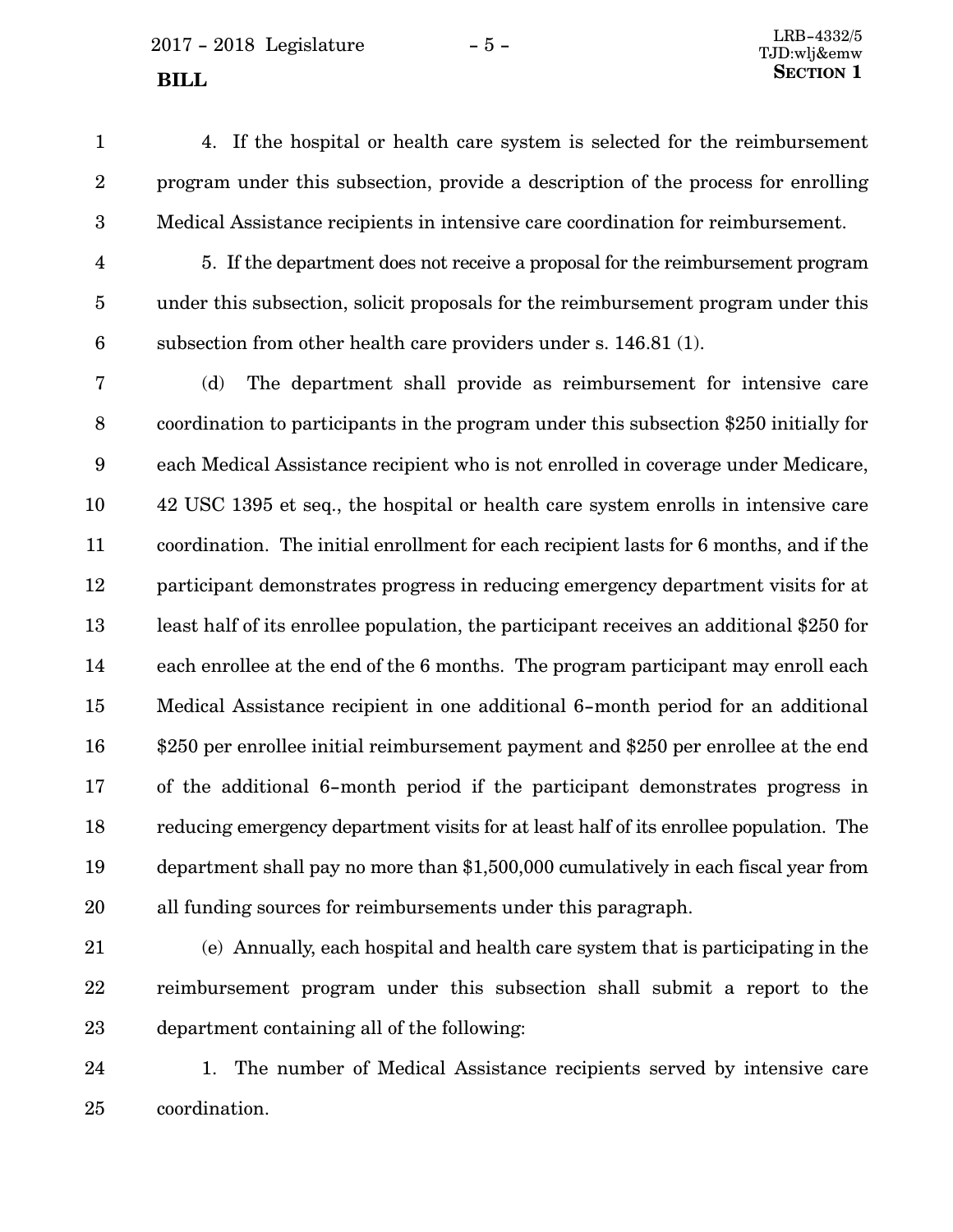4. If the hospital or health care system is selected for the reimbursement program under this subsection, provide a description of the process for enrolling Medical Assistance recipients in intensive care coordination for reimbursement.

5. If the department does not receive a proposal for the reimbursement program under this subsection, solicit proposals for the reimbursement program under this subsection from other health care providers under s. 146.81 (1).

(d) The department shall provide as reimbursement for intensive care coordination to participants in the program under this subsection $250 initially for each Medical Assistance recipient who is not enrolled in coverage under Medicare, 42 USC 1395 et seq., the hospital or health care system enrolls in intensive care coordination. The initial enrollment for each recipient lasts for 6 months, and if the participant demonstrates progress in reducing emergency department visits for at least half of its enrollee population, the participant receives an additional $250 for each enrollee at the end of the 6 months. The program participant may enroll each Medical Assistance recipient in one additional 6-month period for an additional $250 per enrollee initial reimbursement payment and $250 per enrollee at the end of the additional 6-month period if the participant demonstrates progress in reducing emergency department visits for at least half of its enrollee population. The department shall pay no more than $1,500,000 cumulatively in each fiscal year from all funding sources for reimbursements under this paragraph.

(e) Annually, each hospital and health care system that is participating in the reimbursement program under this subsection shall submit a report to the department containing all of the following:

1. The number of Medical Assistance recipients served by intensive care coordination.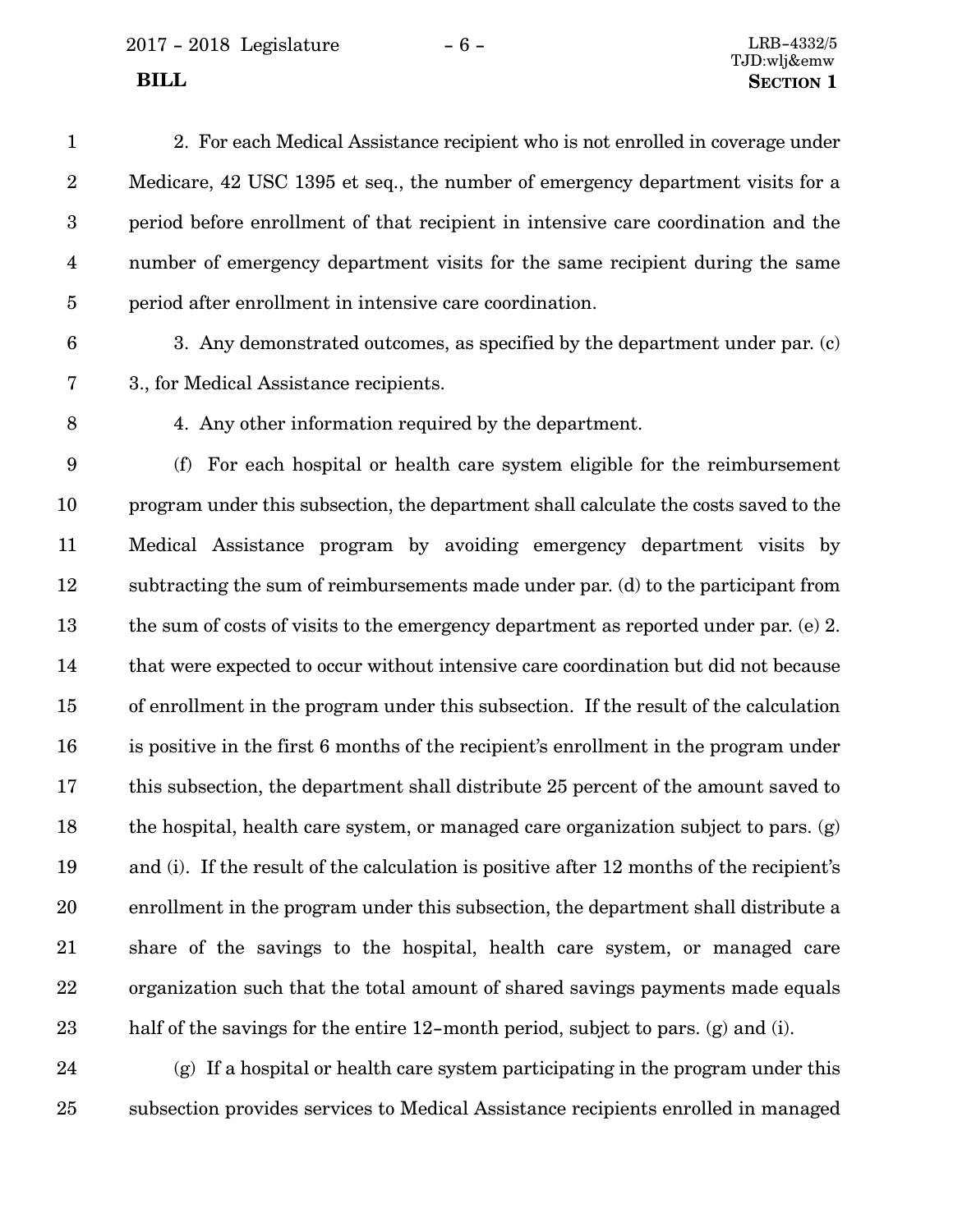2. For each Medical Assistance recipient who is not enrolled in coverage under Medicare, 42 USC 1395 et seq., the number of emergency department visits for a period before enrollment of that recipient in intensive care coordination and the number of emergency department visits for the same recipient during the same period after enrollment in intensive care coordination.

3. Any demonstrated outcomes, as specified by the department under par. (c) 3., for Medical Assistance recipients.

4. Any other information required by the department.

(f) For each hospital or health care system eligible for the reimbursement program under this subsection, the department shall calculate the costs saved to the Medical Assistance program by avoiding emergency department visits by subtracting the sum of reimbursements made under par. (d) to the participant from the sum of costs of visits to the emergency department as reported under par. (e) 2. that were expected to occur without intensive care coordination but did not because of enrollment in the program under this subsection. If the result of the calculation is positive in the first 6 months of the recipient's enrollment in the program under this subsection, the department shall distribute 25 percent of the amount saved to the hospital, health care system, or managed care organization subject to pars. (g) and (i). If the result of the calculation is positive after 12 months of the recipient's enrollment in the program under this subsection, the department shall distribute a share of the savings to the hospital, health care system, or managed care organization such that the total amount of shared savings payments made equals half of the savings for the entire 12-month period, subject to pars. (g) and (i).

(g) If a hospital or health care system participating in the program under this subsection provides services to Medical Assistance recipients enrolled in managed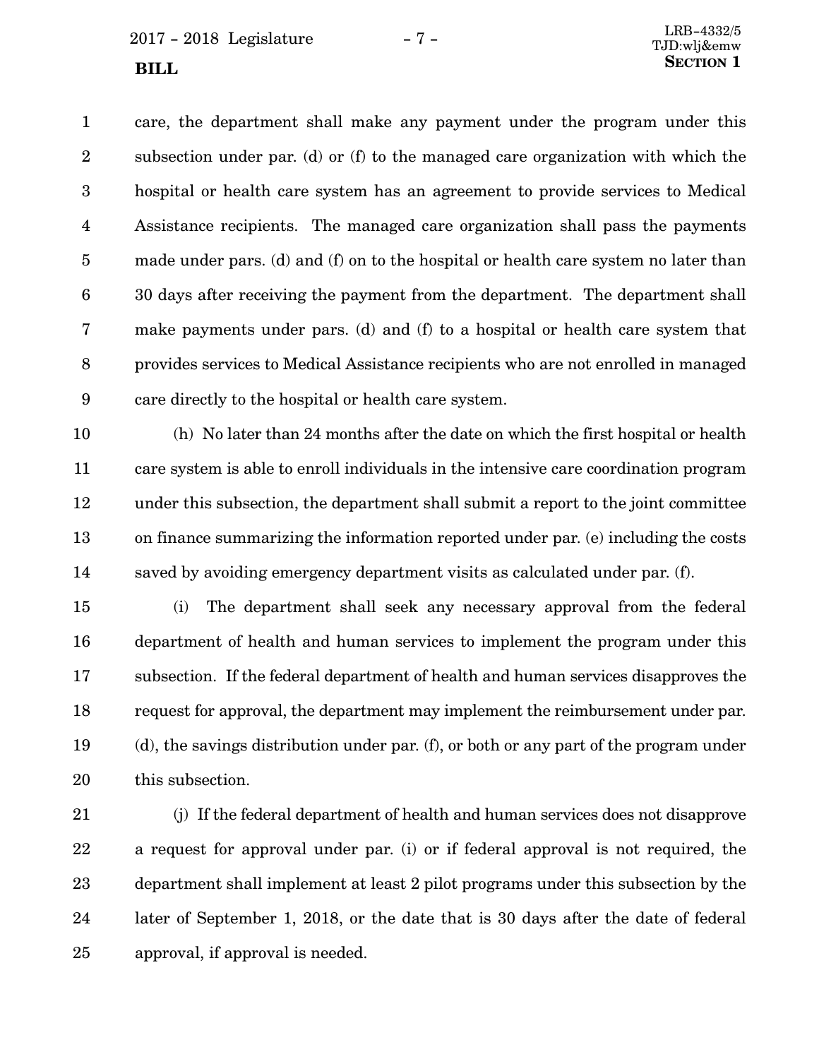care, the department shall make any payment under the program under this subsection under par. (d) or (f) to the managed care organization with which the hospital or health care system has an agreement to provide services to Medical Assistance recipients. The managed care organization shall pass the payments made under pars. (d) and (f) on to the hospital or health care system no later than 30 days after receiving the payment from the department. The department shall make payments under pars. (d) and (f) to a hospital or health care system that provides services to Medical Assistance recipients who are not enrolled in managed care directly to the hospital or health care system.

(h) No later than 24 months after the date on which the first hospital or health care system is able to enroll individuals in the intensive care coordination program under this subsection, the department shall submit a report to the joint committee on finance summarizing the information reported under par. (e) including the costs saved by avoiding emergency department visits as calculated under par. (f).

(i) The department shall seek any necessary approval from the federal department of health and human services to implement the program under this subsection. If the federal department of health and human services disapproves the request for approval, the department may implement the reimbursement under par. (d), the savings distribution under par. (f), or both or any part of the program under this subsection.

(j) If the federal department of health and human services does not disapprove a request for approval under par. (i) or if federal approval is not required, the department shall implement at least 2 pilot programs under this subsection by the later of September 1, 2018, or the date that is 30 days after the date of federal approval, if approval is needed.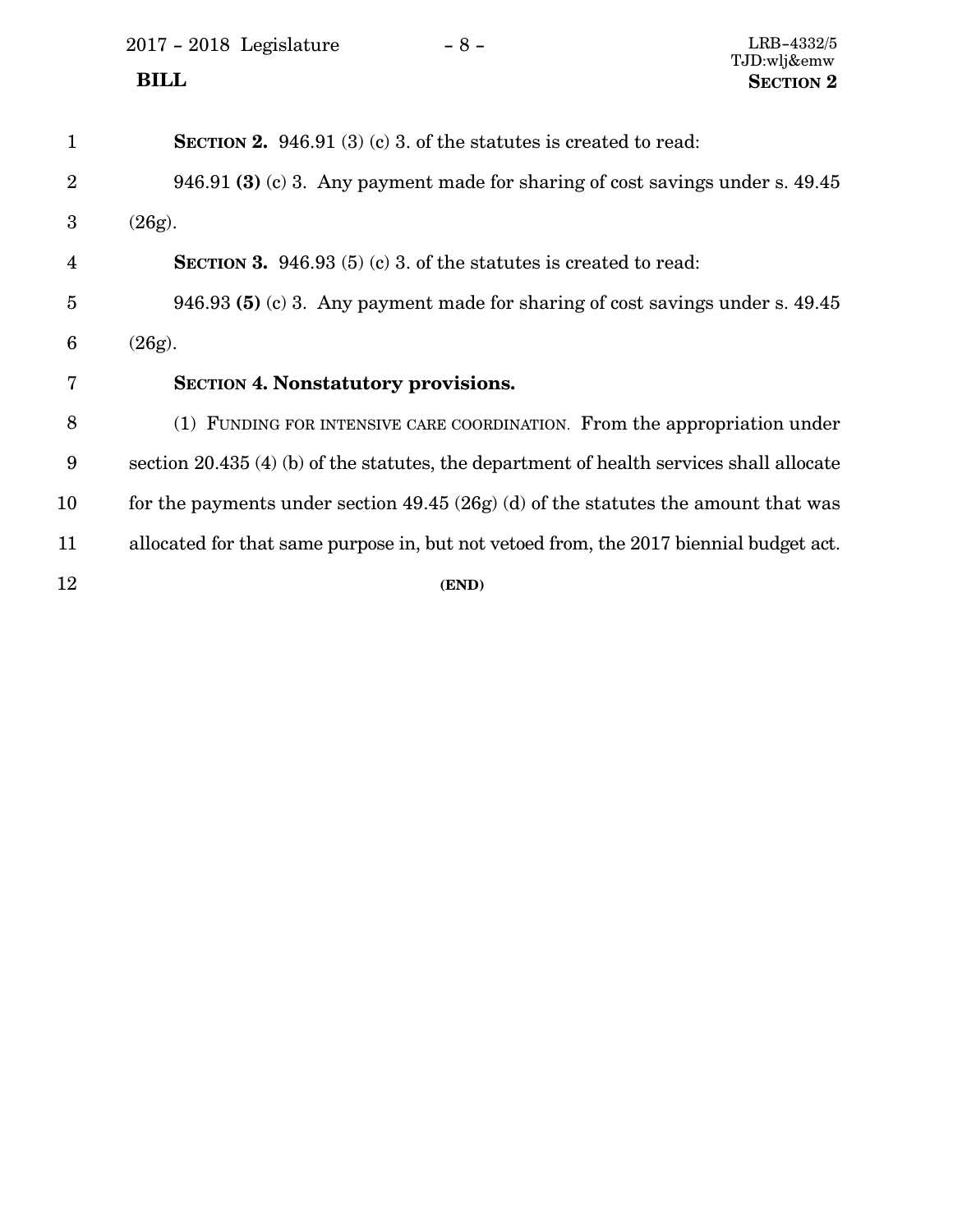**SECTION 2.** 946.91 (3) (c) 3. of the statutes is created to read:

946.91 **(3)** (c) 3. Any payment made for sharing of cost savings under s. 49.45 (26g).

**SECTION 3.** 946.93 (5) (c) 3. of the statutes is created to read:

946.93 **(5)** (c) 3. Any payment made for sharing of cost savings under s. 49.45 (26g).

**SECTION 4. Nonstatutory provisions.**

(1) FUNDING FOR INTENSIVE CARE COORDINATION. From the appropriation under section 20.435 (4) (b) of the statutes, the department of health services shall allocate for the payments under section 49.45 (26g) (d) of the statutes the amount that was allocated for that same purpose in, but not vetoed from, the 2017 biennial budget act.

**(END)**